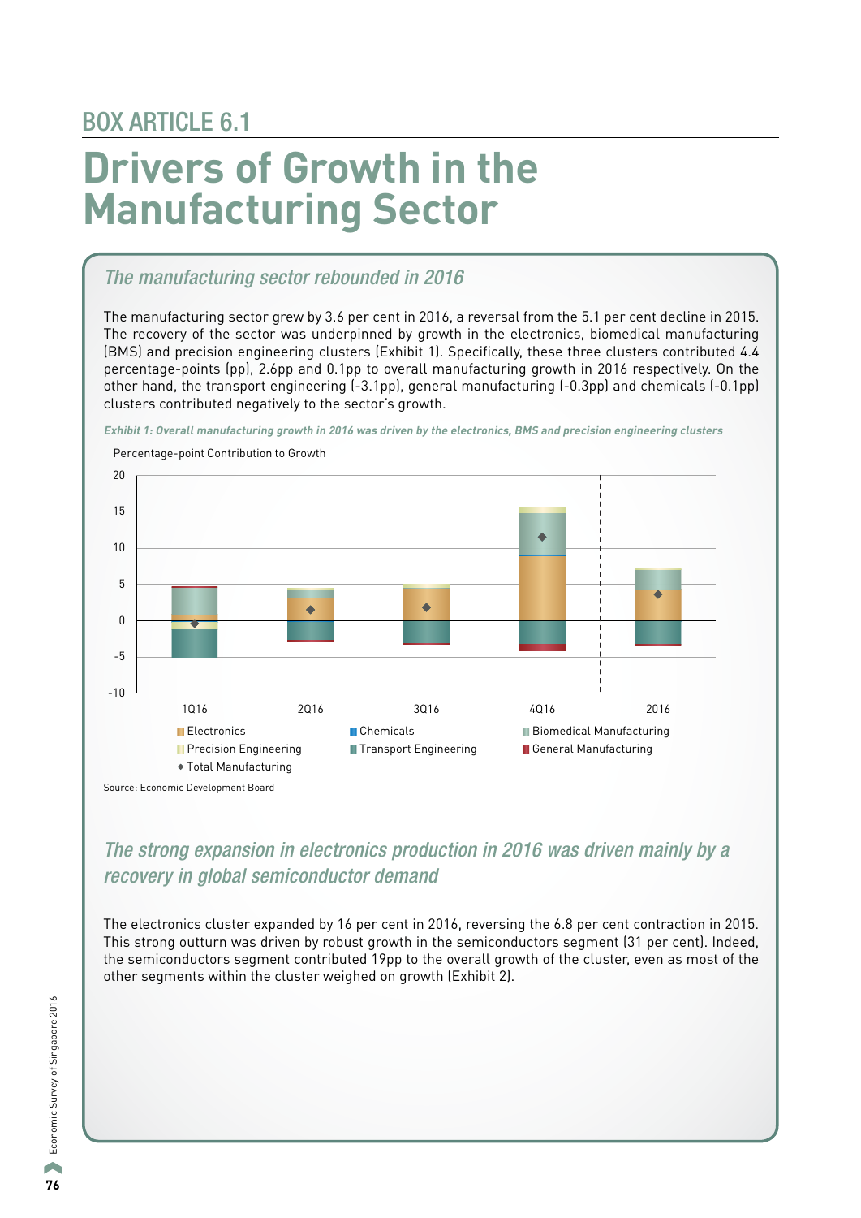# BOX ARTICLE 6.1

# Drivers of Growth in the Manufacturing Sector

## *The manufacturing sector rebounded in 2016*

The manufacturing sector grew by 3.6 per cent in 2016, a reversal from the 5.1 per cent decline in 2015. The recovery of the sector was underpinned by growth in the electronics, biomedical manufacturing (BMS) and precision engineering clusters (Exhibit 1). Specifically, these three clusters contributed 4.4 percentage-points (pp), 2.6pp and 0.1pp to overall manufacturing growth in 2016 respectively. On the other hand, the transport engineering (-3.1pp), general manufacturing (-0.3pp) and chemicals (-0.1pp) clusters contributed negatively to the sector's growth.

***Exhibit 1: Overall manufacturing growth in 2016 was driven by the electronics, BMS and precision engineering clusters***

Percentage-point Contribution to Growth

Legend: Electronics; Chemicals; Biomedical Manufacturing; Precision Engineering; Transport Engineering; General Manufacturing; Total Manufacturing

Periods: 1Q16, 2Q16, 3Q16, 4Q16, 2016

Source: Economic Development Board

## *The strong expansion in electronics production in 2016 was driven mainly by a recovery in global semiconductor demand*

The electronics cluster expanded by 16 per cent in 2016, reversing the 6.8 per cent contraction in 2015. This strong outturn was driven by robust growth in the semiconductors segment (31 per cent). Indeed, the semiconductors segment contributed 19pp to the overall growth of the cluster, even as most of the other segments within the cluster weighed on growth (Exhibit 2).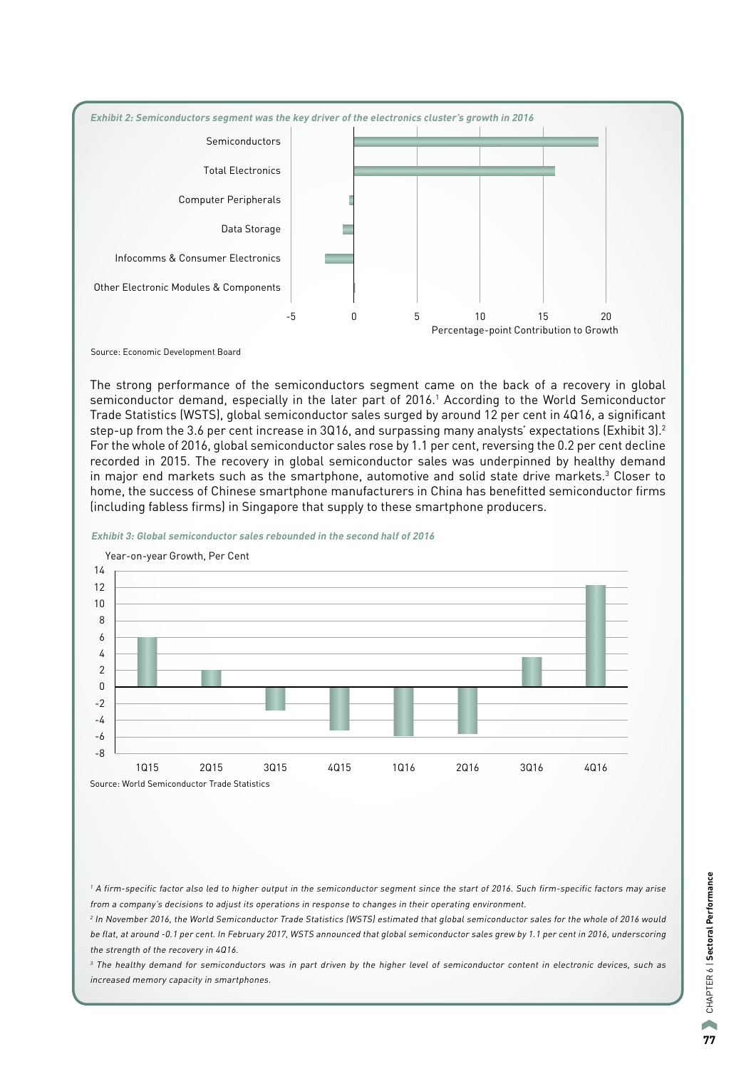*Exhibit 2: Semiconductors segment was the key driver of the electronics cluster's growth in 2016*

Source: Economic Development Board

The strong performance of the semiconductors segment came on the back of a recovery in global semiconductor demand, especially in the later part of 2016.[1] According to the World Semiconductor Trade Statistics (WSTS), global semiconductor sales surged by around 12 per cent in 4Q16, a significant step-up from the 3.6 per cent increase in 3Q16, and surpassing many analysts' expectations (Exhibit 3).[2] For the whole of 2016, global semiconductor sales rose by 1.1 per cent, reversing the 0.2 per cent decline recorded in 2015. The recovery in global semiconductor sales was underpinned by healthy demand in major end markets such as the smartphone, automotive and solid state drive markets.[3] Closer to home, the success of Chinese smartphone manufacturers in China has benefitted semiconductor firms (including fabless firms) in Singapore that supply to these smartphone producers.

*Exhibit 3: Global semiconductor sales rebounded in the second half of 2016*

Source: World Semiconductor Trade Statistics

[1] *A firm-specific factor also led to higher output in the semiconductor segment since the start of 2016. Such firm-specific factors may arise from a company's decisions to adjust its operations in response to changes in their operating environment.*

[2] *In November 2016, the World Semiconductor Trade Statistics (WSTS) estimated that global semiconductor sales for the whole of 2016 would be flat, at around -0.1 per cent. In February 2017, WSTS announced that global semiconductor sales grew by 1.1 per cent in 2016, underscoring the strength of the recovery in 4Q16.*

[3] *The healthy demand for semiconductors was in part driven by the higher level of semiconductor content in electronic devices, such as increased memory capacity in smartphones.*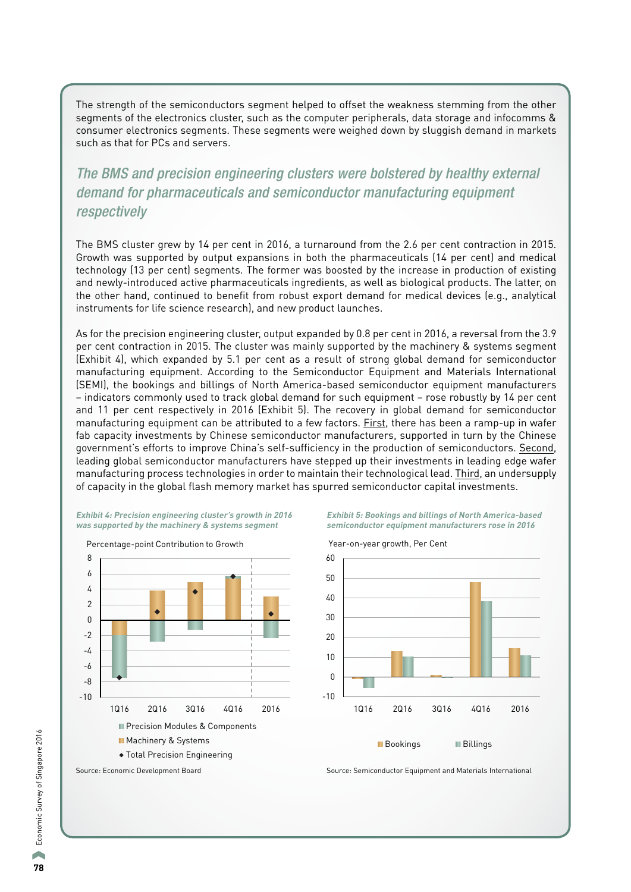The strength of the semiconductors segment helped to offset the weakness stemming from the other segments of the electronics cluster, such as the computer peripherals, data storage and infocomms & consumer electronics segments. These segments were weighed down by sluggish demand in markets such as that for PCs and servers.

## *The BMS and precision engineering clusters were bolstered by healthy external demand for pharmaceuticals and semiconductor manufacturing equipment respectively*

The BMS cluster grew by 14 per cent in 2016, a turnaround from the 2.6 per cent contraction in 2015. Growth was supported by output expansions in both the pharmaceuticals (14 per cent) and medical technology (13 per cent) segments. The former was boosted by the increase in production of existing and newly-introduced active pharmaceuticals ingredients, as well as biological products. The latter, on the other hand, continued to benefit from robust export demand for medical devices (e.g., analytical instruments for life science research), and new product launches.

As for the precision engineering cluster, output expanded by 0.8 per cent in 2016, a reversal from the 3.9 per cent contraction in 2015. The cluster was mainly supported by the machinery & systems segment (Exhibit 4), which expanded by 5.1 per cent as a result of strong global demand for semiconductor manufacturing equipment. According to the Semiconductor Equipment and Materials International (SEMI), the bookings and billings of North America-based semiconductor equipment manufacturers – indicators commonly used to track global demand for such equipment – rose robustly by 14 per cent and 11 per cent respectively in 2016 (Exhibit 5). The recovery in global demand for semiconductor manufacturing equipment can be attributed to a few factors. First, there has been a ramp-up in wafer fab capacity investments by Chinese semiconductor manufacturers, supported in turn by the Chinese government's efforts to improve China's self-sufficiency in the production of semiconductors. Second, leading global semiconductor manufacturers have stepped up their investments in leading edge wafer manufacturing process technologies in order to maintain their technological lead. Third, an undersupply of capacity in the global flash memory market has spurred semiconductor capital investments.

***Exhibit 4: Precision engineering cluster's growth in 2016 was supported by the machinery & systems segment***

Percentage-point Contribution to Growth

Legend: Precision Modules & Components; Machinery & Systems; Total Precision Engineering

Source: Economic Development Board

***Exhibit 5: Bookings and billings of North America-based semiconductor equipment manufacturers rose in 2016***

Year-on-year growth, Per Cent

Legend: Bookings; Billings

Source: Semiconductor Equipment and Materials International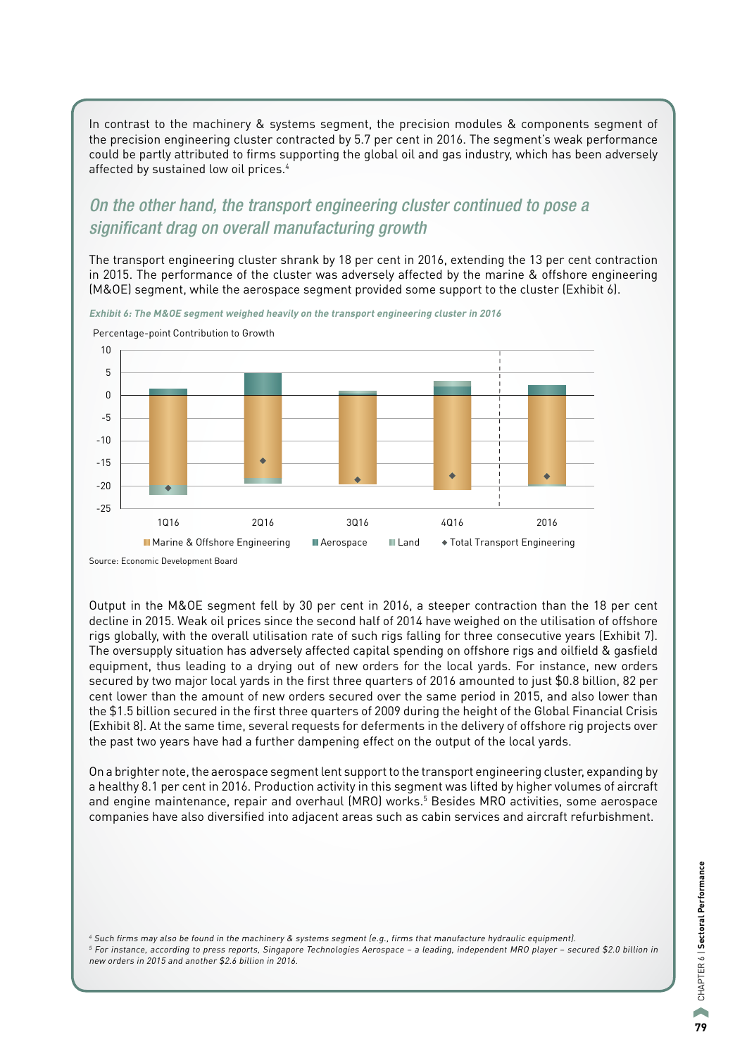In contrast to the machinery & systems segment, the precision modules & components segment of the precision engineering cluster contracted by 5.7 per cent in 2016. The segment's weak performance could be partly attributed to firms supporting the global oil and gas industry, which has been adversely affected by sustained low oil prices.[4]

### *On the other hand, the transport engineering cluster continued to pose a significant drag on overall manufacturing growth*

The transport engineering cluster shrank by 18 per cent in 2016, extending the 13 per cent contraction in 2015. The performance of the cluster was adversely affected by the marine & offshore engineering (M&OE) segment, while the aerospace segment provided some support to the cluster (Exhibit 6).

***Exhibit 6: The M&OE segment weighed heavily on the transport engineering cluster in 2016***

Percentage-point Contribution to Growth

Legend: Marine & Offshore Engineering; Aerospace; Land; Total Transport Engineering

Periods: 1Q16, 2Q16, 3Q16, 4Q16, 2016

Source: Economic Development Board

Output in the M&OE segment fell by 30 per cent in 2016, a steeper contraction than the 18 per cent decline in 2015. Weak oil prices since the second half of 2014 have weighed on the utilisation of offshore rigs globally, with the overall utilisation rate of such rigs falling for three consecutive years (Exhibit 7). The oversupply situation has adversely affected capital spending on offshore rigs and oilfield & gasfield equipment, thus leading to a drying out of new orders for the local yards. For instance, new orders secured by two major local yards in the first three quarters of 2016 amounted to just $0.8 billion, 82 per cent lower than the amount of new orders secured over the same period in 2015, and also lower than the $1.5 billion secured in the first three quarters of 2009 during the height of the Global Financial Crisis (Exhibit 8). At the same time, several requests for deferments in the delivery of offshore rig projects over the past two years have had a further dampening effect on the output of the local yards.

On a brighter note, the aerospace segment lent support to the transport engineering cluster, expanding by a healthy 8.1 per cent in 2016. Production activity in this segment was lifted by higher volumes of aircraft and engine maintenance, repair and overhaul (MRO) works.[5] Besides MRO activities, some aerospace companies have also diversified into adjacent areas such as cabin services and aircraft refurbishment.

[4] *Such firms may also be found in the machinery & systems segment (e.g., firms that manufacture hydraulic equipment).*

[5] *For instance, according to press reports, Singapore Technologies Aerospace – a leading, independent MRO player – secured $2.0 billion in new orders in 2015 and another $2.6 billion in 2016.*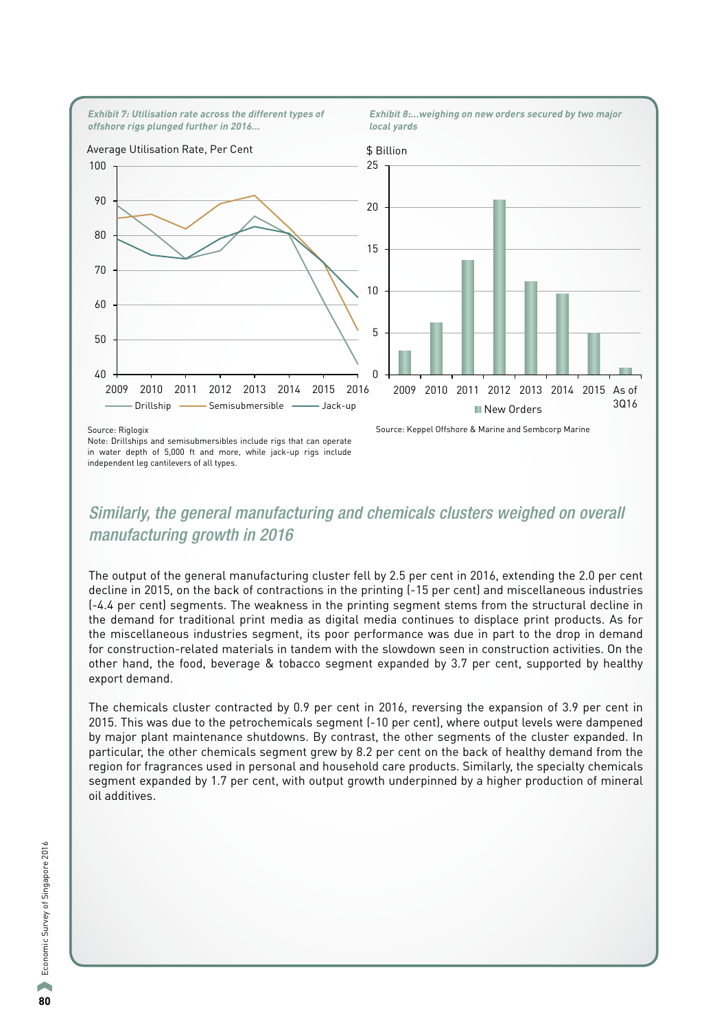*Exhibit 7: Utilisation rate across the different types of offshore rigs plunged further in 2016…*

Average Utilisation Rate, Per Cent

Source: Riglogix
Note: Drillships and semisubmersibles include rigs that can operate in water depth of 5,000 ft and more, while jack-up rigs include independent leg cantilevers of all types.

*Exhibit 8:…weighing on new orders secured by two major local yards*

$ Billion

Source: Keppel Offshore & Marine and Sembcorp Marine

## Similarly, the general manufacturing and chemicals clusters weighed on overall manufacturing growth in 2016

The output of the general manufacturing cluster fell by 2.5 per cent in 2016, extending the 2.0 per cent decline in 2015, on the back of contractions in the printing (-15 per cent) and miscellaneous industries (-4.4 per cent) segments. The weakness in the printing segment stems from the structural decline in the demand for traditional print media as digital media continues to displace print products. As for the miscellaneous industries segment, its poor performance was due in part to the drop in demand for construction-related materials in tandem with the slowdown seen in construction activities. On the other hand, the food, beverage & tobacco segment expanded by 3.7 per cent, supported by healthy export demand.

The chemicals cluster contracted by 0.9 per cent in 2016, reversing the expansion of 3.9 per cent in 2015. This was due to the petrochemicals segment (-10 per cent), where output levels were dampened by major plant maintenance shutdowns. By contrast, the other segments of the cluster expanded. In particular, the other chemicals segment grew by 8.2 per cent on the back of healthy demand from the region for fragrances used in personal and household care products. Similarly, the specialty chemicals segment expanded by 1.7 per cent, with output growth underpinned by a higher production of mineral oil additives.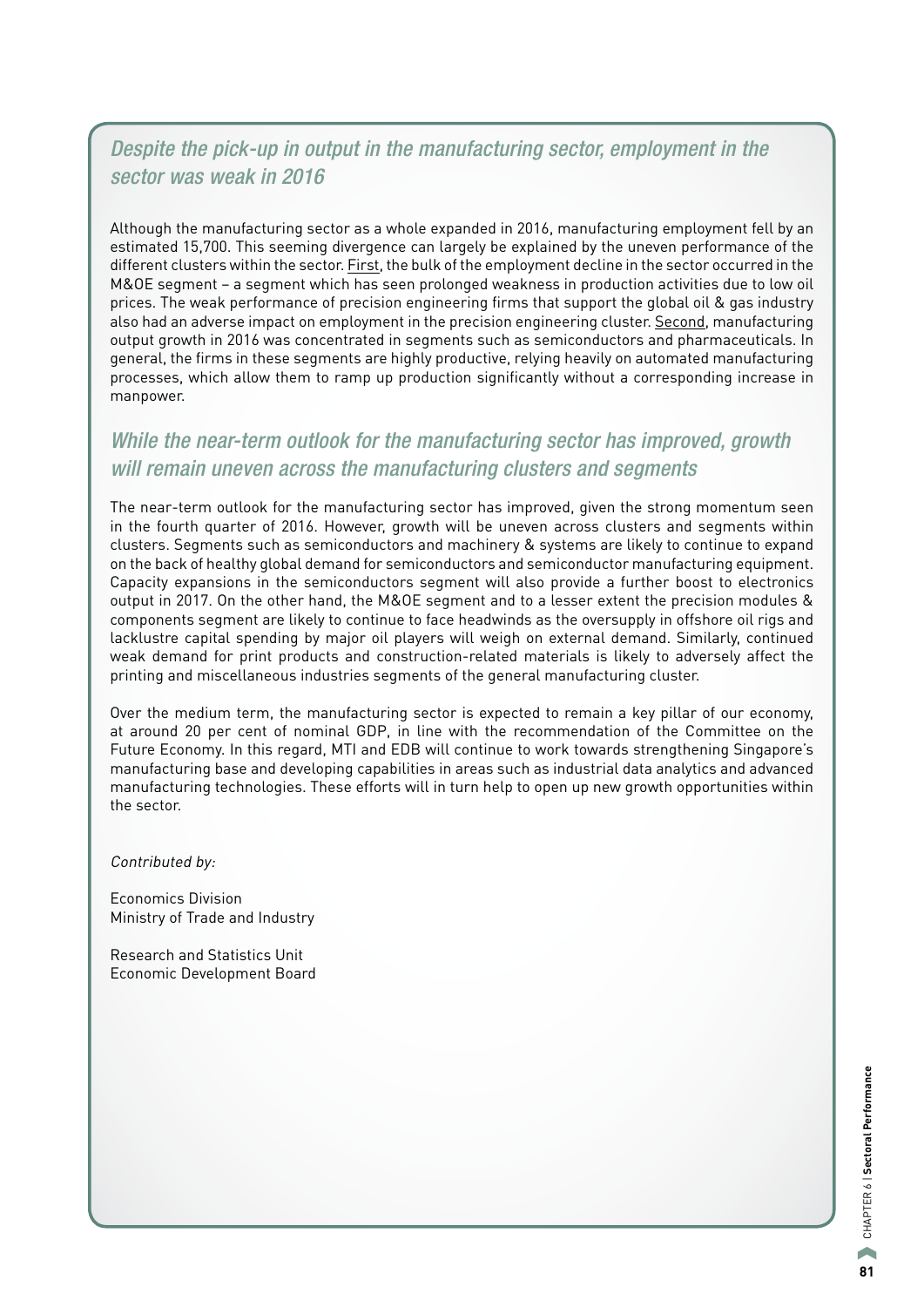## *Despite the pick-up in output in the manufacturing sector, employment in the sector was weak in 2016*

Although the manufacturing sector as a whole expanded in 2016, manufacturing employment fell by an estimated 15,700. This seeming divergence can largely be explained by the uneven performance of the different clusters within the sector. First, the bulk of the employment decline in the sector occurred in the M&OE segment – a segment which has seen prolonged weakness in production activities due to low oil prices. The weak performance of precision engineering firms that support the global oil & gas industry also had an adverse impact on employment in the precision engineering cluster. Second, manufacturing output growth in 2016 was concentrated in segments such as semiconductors and pharmaceuticals. In general, the firms in these segments are highly productive, relying heavily on automated manufacturing processes, which allow them to ramp up production significantly without a corresponding increase in manpower.

## *While the near-term outlook for the manufacturing sector has improved, growth will remain uneven across the manufacturing clusters and segments*

The near-term outlook for the manufacturing sector has improved, given the strong momentum seen in the fourth quarter of 2016. However, growth will be uneven across clusters and segments within clusters. Segments such as semiconductors and machinery & systems are likely to continue to expand on the back of healthy global demand for semiconductors and semiconductor manufacturing equipment. Capacity expansions in the semiconductors segment will also provide a further boost to electronics output in 2017. On the other hand, the M&OE segment and to a lesser extent the precision modules & components segment are likely to continue to face headwinds as the oversupply in offshore oil rigs and lacklustre capital spending by major oil players will weigh on external demand. Similarly, continued weak demand for print products and construction-related materials is likely to adversely affect the printing and miscellaneous industries segments of the general manufacturing cluster.

Over the medium term, the manufacturing sector is expected to remain a key pillar of our economy, at around 20 per cent of nominal GDP, in line with the recommendation of the Committee on the Future Economy. In this regard, MTI and EDB will continue to work towards strengthening Singapore's manufacturing base and developing capabilities in areas such as industrial data analytics and advanced manufacturing technologies. These efforts will in turn help to open up new growth opportunities within the sector.

*Contributed by:*

Economics Division
Ministry of Trade and Industry

Research and Statistics Unit
Economic Development Board